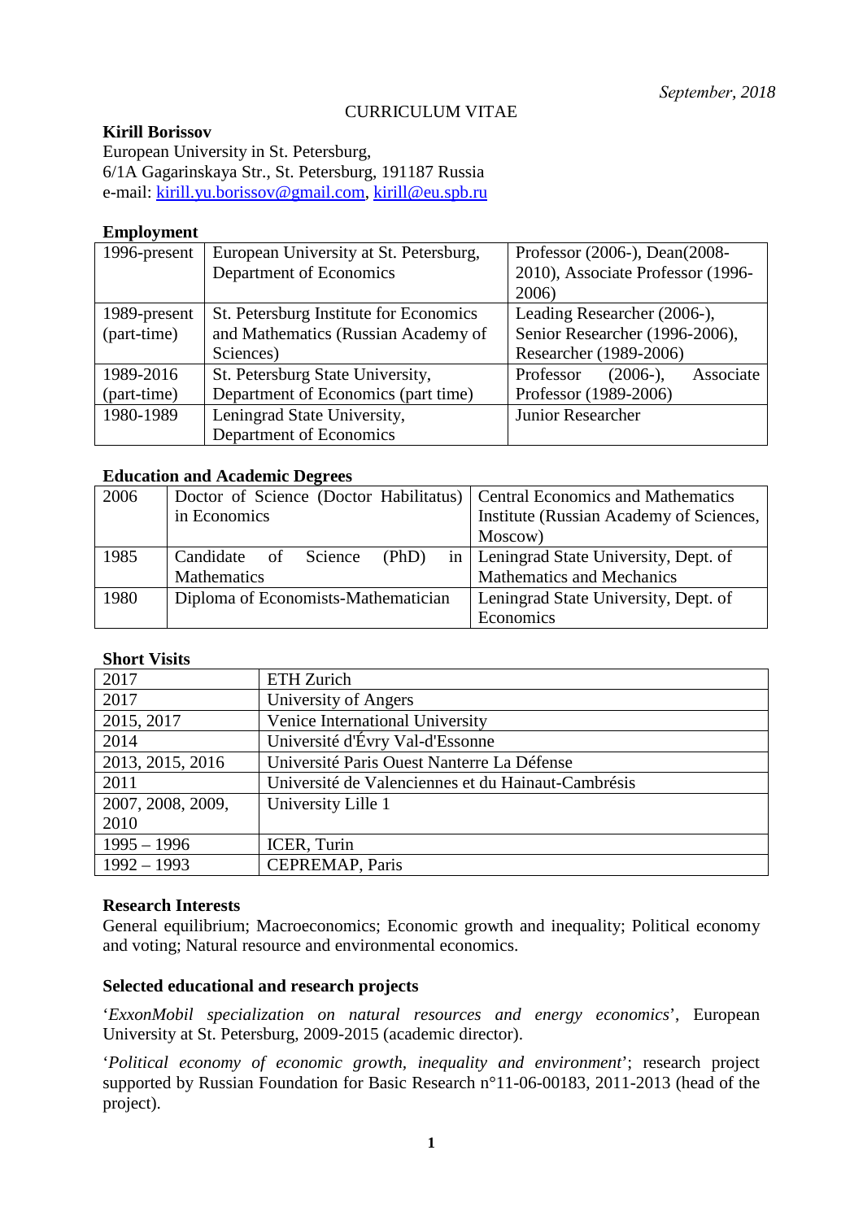*September, 2018*

CURRICULUM VITAE

**Kirill Borissov**
European University in St. Petersburg,
6/1A Gagarinskaya Str., St. Petersburg, 191187 Russia
e-mail: kirill.yu.borissov@gmail.com, kirill@eu.spb.ru

## Employment

| | | |
|---|---|---|
| 1996-present | European University at St. Petersburg, Department of Economics | Professor (2006-), Dean(2008-2010), Associate Professor (1996-2006) |
| 1989-present (part-time) | St. Petersburg Institute for Economics and Mathematics (Russian Academy of Sciences) | Leading Researcher (2006-), Senior Researcher (1996-2006), Researcher (1989-2006) |
| 1989-2016 (part-time) | St. Petersburg State University, Department of Economics (part time) | Professor (2006-), Associate Professor (1989-2006) |
| 1980-1989 | Leningrad State University, Department of Economics | Junior Researcher |

## Education and Academic Degrees

| | | |
|---|---|---|
| 2006 | Doctor of Science (Doctor Habilitatus) in Economics | Central Economics and Mathematics Institute (Russian Academy of Sciences, Moscow) |
| 1985 | Candidate of Science (PhD) in Mathematics | Leningrad State University, Dept. of Mathematics and Mechanics |
| 1980 | Diploma of Economists-Mathematician | Leningrad State University, Dept. of Economics |

## Short Visits

| | |
|---|---|
| 2017 | ETH Zurich |
| 2017 | University of Angers |
| 2015, 2017 | Venice International University |
| 2014 | Université d'Évry Val-d'Essonne |
| 2013, 2015, 2016 | Université Paris Ouest Nanterre La Défense |
| 2011 | Université de Valenciennes et du Hainaut-Cambrésis |
| 2007, 2008, 2009, 2010 | University Lille 1 |
| 1995 – 1996 | ICER, Turin |
| 1992 – 1993 | CEPREMAP, Paris |

## Research Interests

General equilibrium; Macroeconomics; Economic growth and inequality; Political economy and voting; Natural resource and environmental economics.

## Selected educational and research projects

'*ExxonMobil specialization on natural resources and energy economics*', European University at St. Petersburg, 2009-2015 (academic director).

'*Political economy of economic growth, inequality and environment*'; research project supported by Russian Foundation for Basic Research n°11-06-00183, 2011-2013 (head of the project).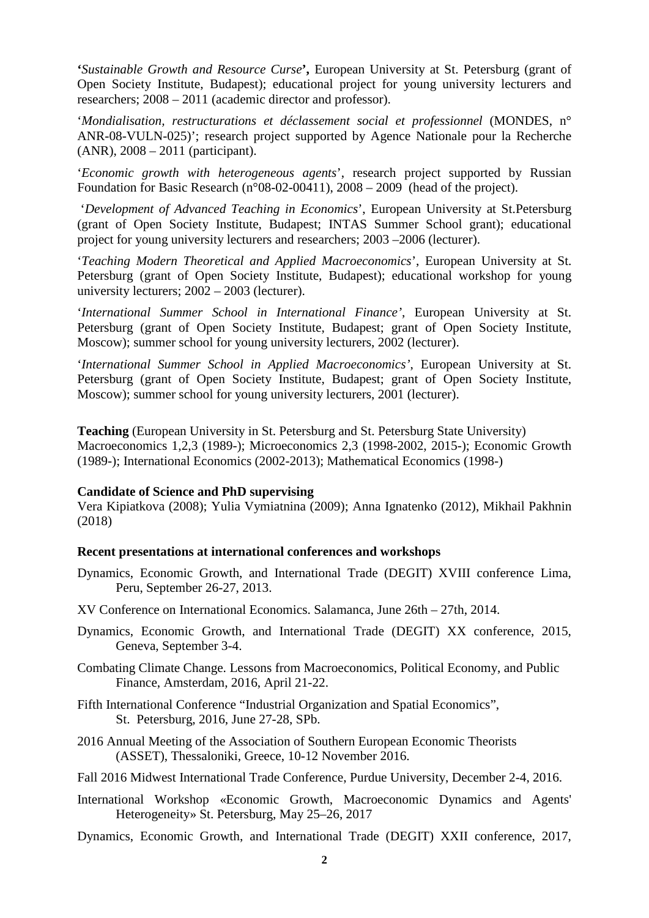**'*Sustainable Growth and Resource Curse*',** European University at St. Petersburg (grant of Open Society Institute, Budapest); educational project for young university lecturers and researchers; 2008 – 2011 (academic director and professor).

'*Mondialisation, restructurations et déclassement social et professionnel* (MONDES, n° ANR-08-VULN-025)'; research project supported by Agence Nationale pour la Recherche (ANR), 2008 – 2011 (participant).

'*Economic growth with heterogeneous agents*', research project supported by Russian Foundation for Basic Research (n°08-02-00411), 2008 – 2009 (head of the project).

'*Development of Advanced Teaching in Economics*', European University at St.Petersburg (grant of Open Society Institute, Budapest; INTAS Summer School grant); educational project for young university lecturers and researchers; 2003 –2006 (lecturer).

'*Teaching Modern Theoretical and Applied Macroeconomics*', European University at St. Petersburg (grant of Open Society Institute, Budapest); educational workshop for young university lecturers; 2002 – 2003 (lecturer).

'*International Summer School in International Finance'*, European University at St. Petersburg (grant of Open Society Institute, Budapest; grant of Open Society Institute, Moscow); summer school for young university lecturers, 2002 (lecturer).

'*International Summer School in Applied Macroeconomics'*, European University at St. Petersburg (grant of Open Society Institute, Budapest; grant of Open Society Institute, Moscow); summer school for young university lecturers, 2001 (lecturer).

**Teaching** (European University in St. Petersburg and St. Petersburg State University)
Macroeconomics 1,2,3 (1989-); Microeconomics 2,3 (1998-2002, 2015-); Economic Growth (1989-); International Economics (2002-2013); Mathematical Economics (1998-)

**Candidate of Science and PhD supervising**
Vera Kipiatkova (2008); Yulia Vymiatnina (2009); Anna Ignatenko (2012), Mikhail Pakhnin (2018)

**Recent presentations at international conferences and workshops**

Dynamics, Economic Growth, and International Trade (DEGIT) XVIII conference Lima, Peru, September 26-27, 2013.

XV Conference on International Economics. Salamanca, June 26th – 27th, 2014.

Dynamics, Economic Growth, and International Trade (DEGIT) XX conference, 2015, Geneva, September 3-4.

Combating Climate Change. Lessons from Macroeconomics, Political Economy, and Public Finance, Amsterdam, 2016, April 21-22.

Fifth International Conference "Industrial Organization and Spatial Economics", St. Petersburg, 2016, June 27-28, SPb.

2016 Annual Meeting of the Association of Southern European Economic Theorists (ASSET), Thessaloniki, Greece, 10-12 November 2016.

Fall 2016 Midwest International Trade Conference, Purdue University, December 2-4, 2016.

International Workshop «Economic Growth, Macroeconomic Dynamics and Agents' Heterogeneity» St. Petersburg, May 25–26, 2017

Dynamics, Economic Growth, and International Trade (DEGIT) XXII conference, 2017,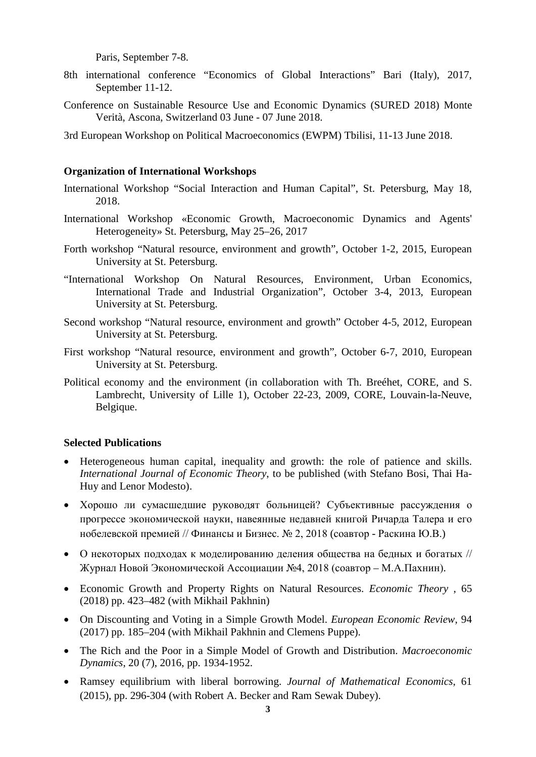Paris, September 7-8.

8th international conference “Economics of Global Interactions” Bari (Italy), 2017, September 11-12.

Conference on Sustainable Resource Use and Economic Dynamics (SURED 2018) Monte Verità, Ascona, Switzerland 03 June - 07 June 2018.

3rd European Workshop on Political Macroeconomics (EWPM) Tbilisi, 11-13 June 2018.

**Organization of International Workshops**

International Workshop “Social Interaction and Human Capital”, St. Petersburg, May 18, 2018.

International Workshop «Economic Growth, Macroeconomic Dynamics and Agents' Heterogeneity» St. Petersburg, May 25–26, 2017

Forth workshop “Natural resource, environment and growth”, October 1-2, 2015, European University at St. Petersburg.

“International Workshop On Natural Resources, Environment, Urban Economics, International Trade and Industrial Organization”, October 3-4, 2013, European University at St. Petersburg.

Second workshop “Natural resource, environment and growth” October 4-5, 2012, European University at St. Petersburg.

First workshop “Natural resource, environment and growth”, October 6-7, 2010, European University at St. Petersburg.

Political economy and the environment (in collaboration with Th. Breéhet, CORE, and S. Lambrecht, University of Lille 1), October 22-23, 2009, CORE, Louvain-la-Neuve, Belgique.

**Selected Publications**

- Heterogeneous human capital, inequality and growth: the role of patience and skills. *International Journal of Economic Theory*, to be published (with Stefano Bosi, Thai Ha-Huy and Lenor Modesto).
- Хорошо ли сумасшедшие руководят больницей? Субъективные рассуждения о прогрессе экономической науки, навеянные недавней книгой Ричарда Талера и его нобелевской премией // Финансы и Бизнес. № 2, 2018 (соавтор - Раскина Ю.В.)
- О некоторых подходах к моделированию деления общества на бедных и богатых // Журнал Новой Экономической Ассоциации №4, 2018 (соавтор – М.А.Пахнин).
- Economic Growth and Property Rights on Natural Resources. *Economic Theory* , 65 (2018) pp. 423–482 (with Mikhail Pakhnin)
- On Discounting and Voting in a Simple Growth Model. *European Economic Review*, 94 (2017) pp. 185–204 (with Mikhail Pakhnin and Clemens Puppe).
- The Rich and the Poor in a Simple Model of Growth and Distribution. *Macroeconomic Dynamics*, 20 (7), 2016, pp. 1934-1952.
- Ramsey equilibrium with liberal borrowing. *Journal of Mathematical Economics*, 61 (2015), pp. 296-304 (with Robert A. Becker and Ram Sewak Dubey).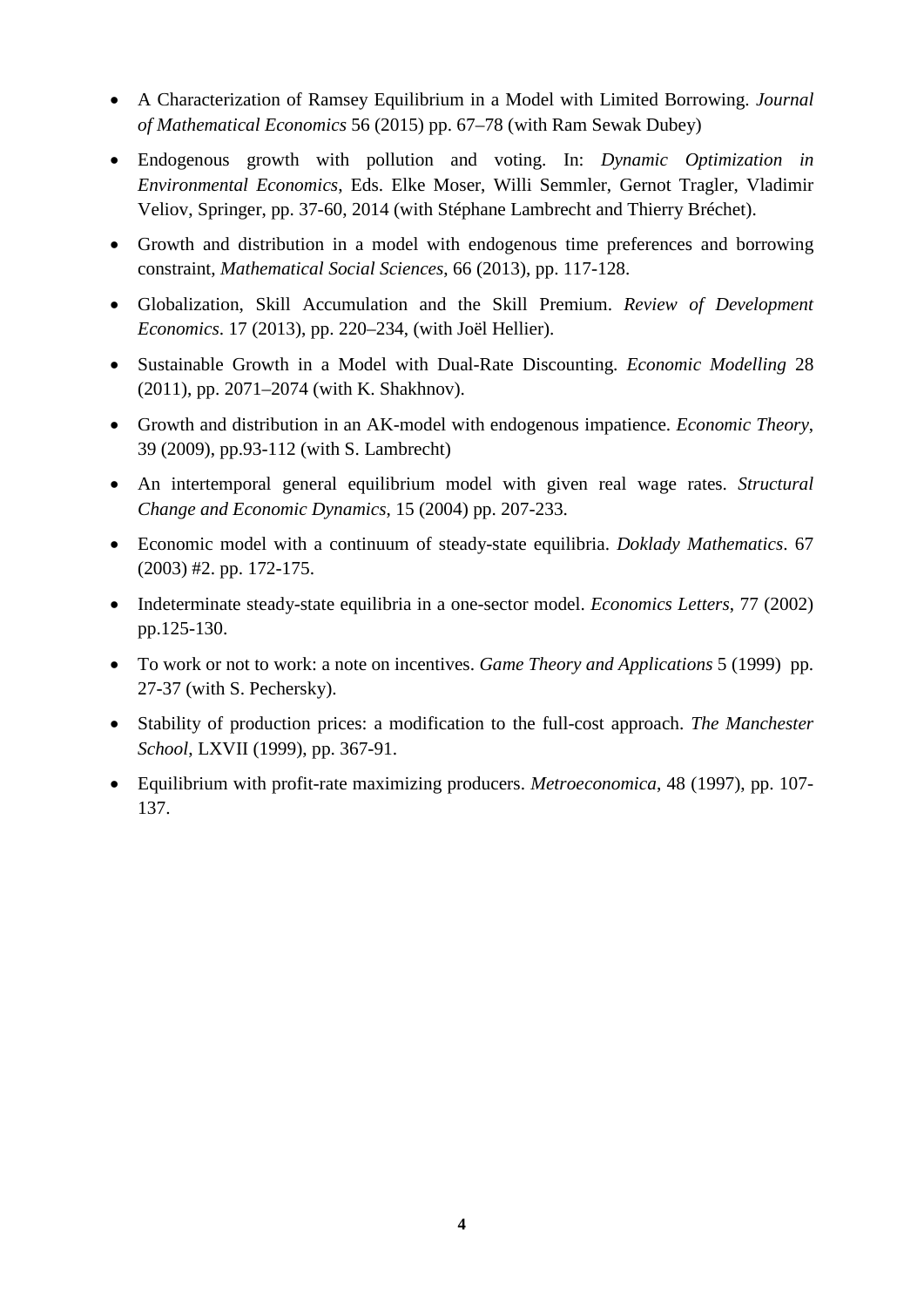- A Characterization of Ramsey Equilibrium in a Model with Limited Borrowing. *Journal of Mathematical Economics* 56 (2015) pp. 67–78 (with Ram Sewak Dubey)
- Endogenous growth with pollution and voting. In: *Dynamic Optimization in Environmental Economics*, Eds. Elke Moser, Willi Semmler, Gernot Tragler, Vladimir Veliov, Springer, pp. 37-60, 2014 (with Stéphane Lambrecht and Thierry Bréchet).
- Growth and distribution in a model with endogenous time preferences and borrowing constraint, *Mathematical Social Sciences*, 66 (2013), pp. 117-128.
- Globalization, Skill Accumulation and the Skill Premium. *Review of Development Economics*. 17 (2013), pp. 220–234, (with Joël Hellier).
- Sustainable Growth in a Model with Dual-Rate Discounting. *Economic Modelling* 28 (2011), pp. 2071–2074 (with K. Shakhnov).
- Growth and distribution in an AK-model with endogenous impatience. *Economic Theory*, 39 (2009), pp.93-112 (with S. Lambrecht)
- An intertemporal general equilibrium model with given real wage rates. *Structural Change and Economic Dynamics*, 15 (2004) pp. 207-233.
- Economic model with a continuum of steady-state equilibria. *Doklady Mathematics*. 67 (2003) #2. pp. 172-175.
- Indeterminate steady-state equilibria in a one-sector model. *Economics Letters*, 77 (2002) pp.125-130.
- To work or not to work: a note on incentives. *Game Theory and Applications* 5 (1999) pp. 27-37 (with S. Pechersky).
- Stability of production prices: a modification to the full-cost approach. *The Manchester School*, LXVII (1999), pp. 367-91.
- Equilibrium with profit-rate maximizing producers. *Metroeconomica*, 48 (1997), pp. 107-137.